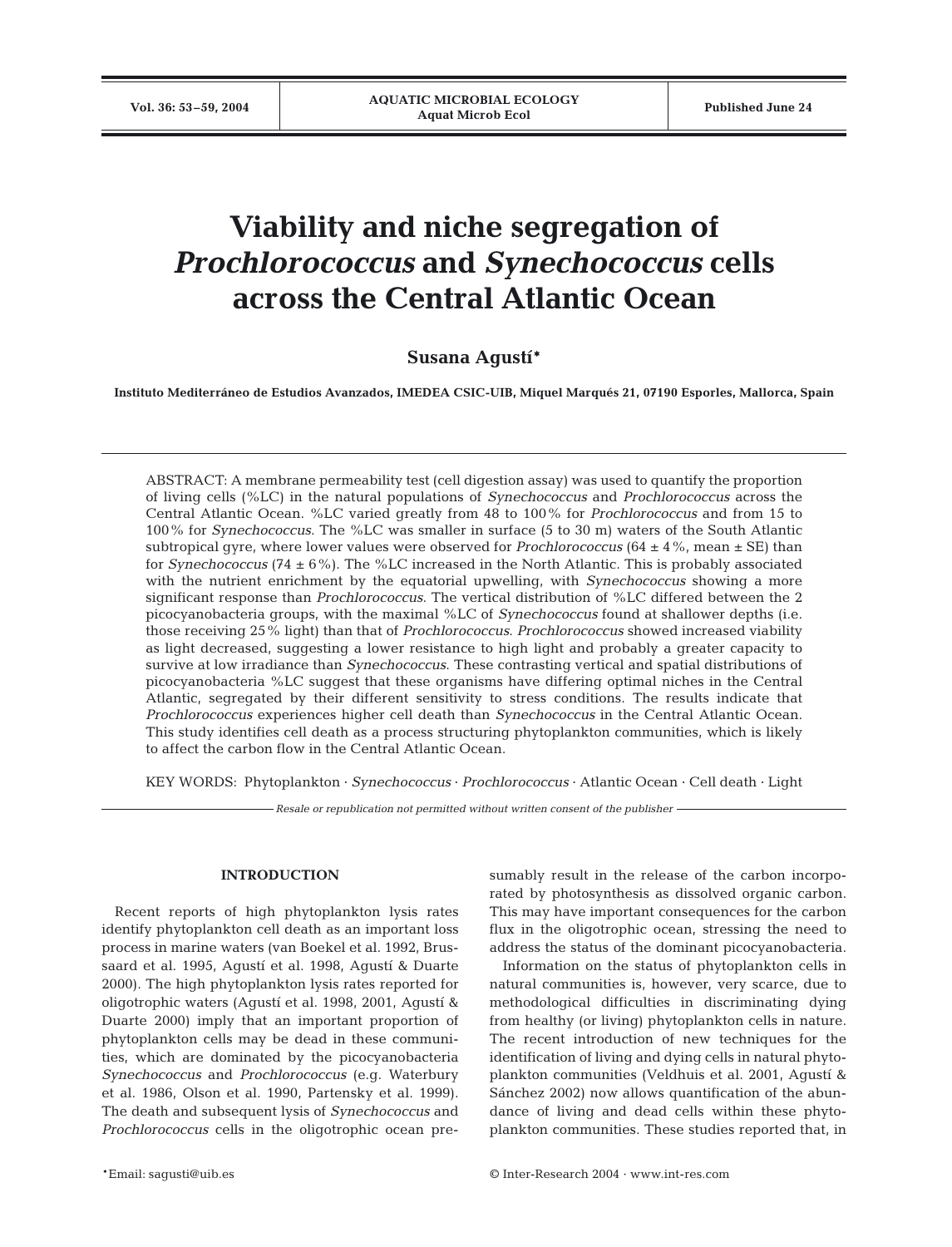# Viability and niche segregation of *Prochlorococcus* and *Synechococcus* cells across the Central Atlantic Ocean

**Susana Agustí***

**Instituto Mediterráneo de Estudios Avanzados, IMEDEA CSIC-UIB, Miquel Marqués 21, 07190 Esporles, Mallorca, Spain**

ABSTRACT: A membrane permeability test (cell digestion assay) was used to quantify the proportion of living cells (%LC) in the natural populations of *Synechococcus* and *Prochlorococcus* across the Central Atlantic Ocean. %LC varied greatly from 48 to 100% for *Prochlorococcus* and from 15 to 100% for *Synechococcus*. The %LC was smaller in surface (5 to 30 m) waters of the South Atlantic subtropical gyre, where lower values were observed for *Prochlorococcus* (64 ± 4%, mean ± SE) than for *Synechococcus* (74 ± 6%). The %LC increased in the North Atlantic. This is probably associated with the nutrient enrichment by the equatorial upwelling, with *Synechococcus* showing a more significant response than *Prochlorococcus*. The vertical distribution of %LC differed between the 2 picocyanobacteria groups, with the maximal %LC of *Synechococcus* found at shallower depths (i.e. those receiving 25% light) than that of *Prochlorococcus*. *Prochlorococcus* showed increased viability as light decreased, suggesting a lower resistance to high light and probably a greater capacity to survive at low irradiance than *Synechococcus*. These contrasting vertical and spatial distributions of picocyanobacteria %LC suggest that these organisms have differing optimal niches in the Central Atlantic, segregated by their different sensitivity to stress conditions. The results indicate that *Prochlorococcus* experiences higher cell death than *Synechococcus* in the Central Atlantic Ocean. This study identifies cell death as a process structuring phytoplankton communities, which is likely to affect the carbon flow in the Central Atlantic Ocean.

KEY WORDS: Phytoplankton · *Synechococcus* · *Prochlorococcus* · Atlantic Ocean · Cell death · Light

*Resale or republication not permitted without written consent of the publisher*

## INTRODUCTION

Recent reports of high phytoplankton lysis rates identify phytoplankton cell death as an important loss process in marine waters (van Boekel et al. 1992, Brussaard et al. 1995, Agustí et al. 1998, Agustí & Duarte 2000). The high phytoplankton lysis rates reported for oligotrophic waters (Agustí et al. 1998, 2001, Agustí & Duarte 2000) imply that an important proportion of phytoplankton cells may be dead in these communities, which are dominated by the picocyanobacteria *Synechococcus* and *Prochlorococcus* (e.g. Waterbury et al. 1986, Olson et al. 1990, Partensky et al. 1999). The death and subsequent lysis of *Synechococcus* and *Prochlorococcus* cells in the oligotrophic ocean presumably result in the release of the carbon incorporated by photosynthesis as dissolved organic carbon. This may have important consequences for the carbon flux in the oligotrophic ocean, stressing the need to address the status of the dominant picocyanobacteria.

Information on the status of phytoplankton cells in natural communities is, however, very scarce, due to methodological difficulties in discriminating dying from healthy (or living) phytoplankton cells in nature. The recent introduction of new techniques for the identification of living and dying cells in natural phytoplankton communities (Veldhuis et al. 2001, Agustí & Sánchez 2002) now allows quantification of the abundance of living and dead cells within these phytoplankton communities. These studies reported that, in

*Email: sagusti@uib.es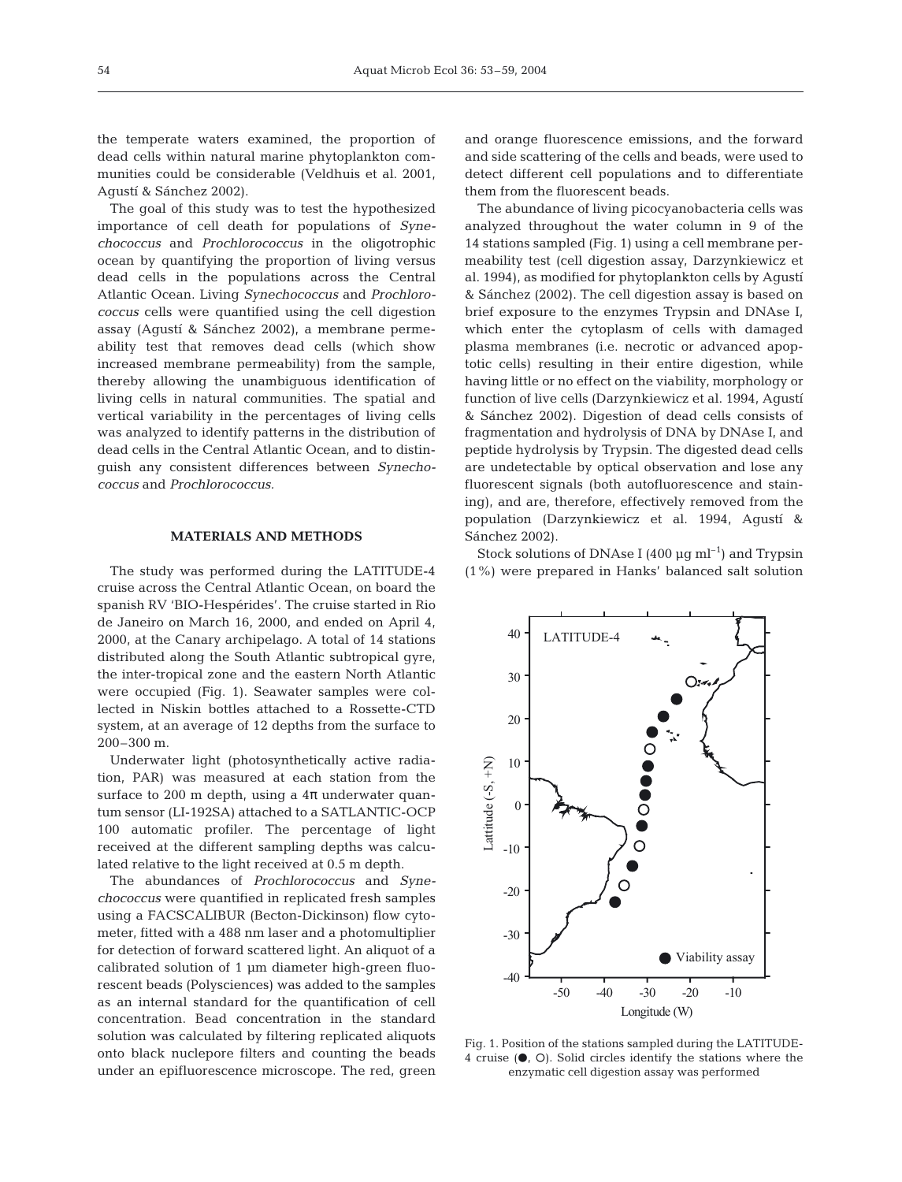the temperate waters examined, the proportion of dead cells within natural marine phytoplankton communities could be considerable (Veldhuis et al. 2001, Agustí & Sánchez 2002).

The goal of this study was to test the hypothesized importance of cell death for populations of *Synechococcus* and *Prochlorococcus* in the oligotrophic ocean by quantifying the proportion of living versus dead cells in the populations across the Central Atlantic Ocean. Living *Synechococcus* and *Prochlorococcus* cells were quantified using the cell digestion assay (Agustí & Sánchez 2002), a membrane permeability test that removes dead cells (which show increased membrane permeability) from the sample, thereby allowing the unambiguous identification of living cells in natural communities. The spatial and vertical variability in the percentages of living cells was analyzed to identify patterns in the distribution of dead cells in the Central Atlantic Ocean, and to distinguish any consistent differences between *Synechococcus* and *Prochlorococcus*.

## MATERIALS AND METHODS

The study was performed during the LATITUDE-4 cruise across the Central Atlantic Ocean, on board the spanish RV 'BIO-Hespérides'. The cruise started in Rio de Janeiro on March 16, 2000, and ended on April 4, 2000, at the Canary archipelago. A total of 14 stations distributed along the South Atlantic subtropical gyre, the inter-tropical zone and the eastern North Atlantic were occupied (Fig. 1). Seawater samples were collected in Niskin bottles attached to a Rossette-CTD system, at an average of 12 depths from the surface to 200–300 m.

Underwater light (photosynthetically active radiation, PAR) was measured at each station from the surface to 200 m depth, using a $4\pi$ underwater quantum sensor (LI-192SA) attached to a SATLANTIC-OCP 100 automatic profiler. The percentage of light received at the different sampling depths was calculated relative to the light received at 0.5 m depth.

The abundances of *Prochlorococcus* and *Synechococcus* were quantified in replicated fresh samples using a FACSCALIBUR (Becton-Dickinson) flow cytometer, fitted with a 488 nm laser and a photomultiplier for detection of forward scattered light. An aliquot of a calibrated solution of 1 µm diameter high-green fluorescent beads (Polysciences) was added to the samples as an internal standard for the quantification of cell concentration. Bead concentration in the standard solution was calculated by filtering replicated aliquots onto black nuclepore filters and counting the beads under an epifluorescence microscope. The red, green and orange fluorescence emissions, and the forward and side scattering of the cells and beads, were used to detect different cell populations and to differentiate them from the fluorescent beads.

The abundance of living picocyanobacteria cells was analyzed throughout the water column in 9 of the 14 stations sampled (Fig. 1) using a cell membrane permeability test (cell digestion assay, Darzynkiewicz et al. 1994), as modified for phytoplankton cells by Agustí & Sánchez (2002). The cell digestion assay is based on brief exposure to the enzymes Trypsin and DNAse I, which enter the cytoplasm of cells with damaged plasma membranes (i.e. necrotic or advanced apoptotic cells) resulting in their entire digestion, while having little or no effect on the viability, morphology or function of live cells (Darzynkiewicz et al. 1994, Agustí & Sánchez 2002). Digestion of dead cells consists of fragmentation and hydrolysis of DNA by DNAse I, and peptide hydrolysis by Trypsin. The digested dead cells are undetectable by optical observation and lose any fluorescent signals (both autofluorescence and staining), and are, therefore, effectively removed from the population (Darzynkiewicz et al. 1994, Agustí & Sánchez 2002).

Stock solutions of DNAse I (400 µg ml$^{-1}$) and Trypsin (1%) were prepared in Hanks' balanced salt solution

Fig. 1. Position of the stations sampled during the LATITUDE-4 cruise (●, ○). Solid circles identify the stations where the enzymatic cell digestion assay was performed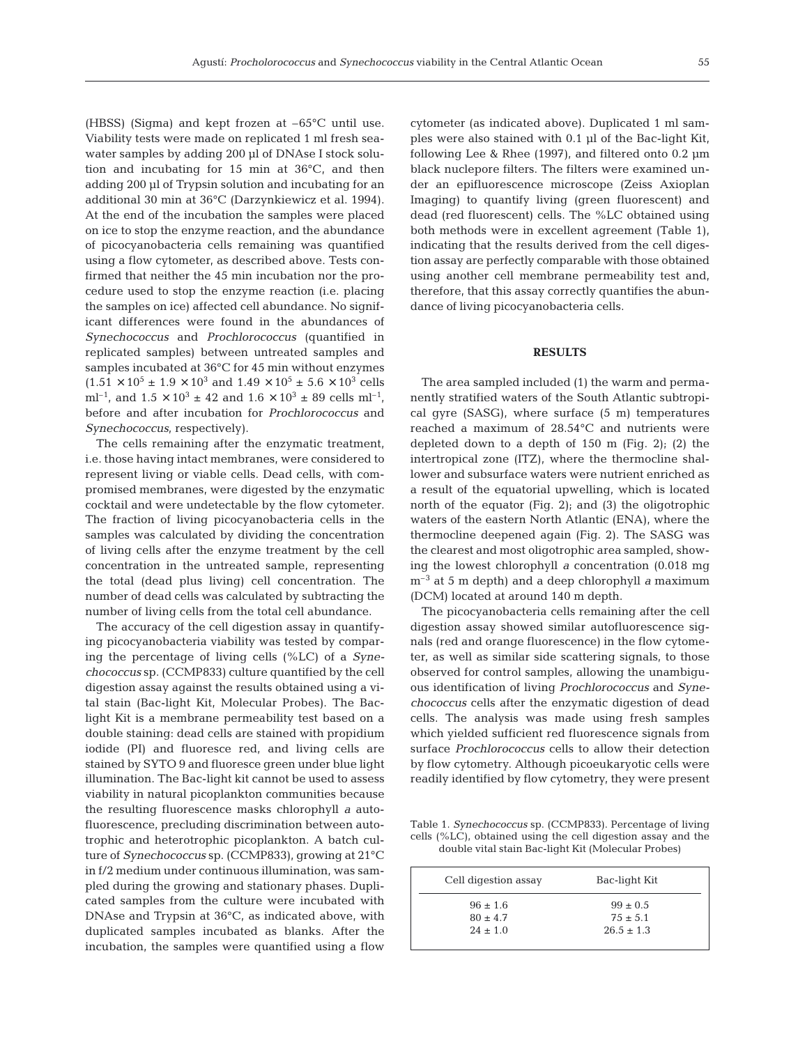(HBSS) (Sigma) and kept frozen at −65°C until use. Viability tests were made on replicated 1 ml fresh seawater samples by adding 200 µl of DNAse I stock solution and incubating for 15 min at 36°C, and then adding 200 µl of Trypsin solution and incubating for an additional 30 min at 36°C (Darzynkiewicz et al. 1994). At the end of the incubation the samples were placed on ice to stop the enzyme reaction, and the abundance of picocyanobacteria cells remaining was quantified using a flow cytometer, as described above. Tests confirmed that neither the 45 min incubation nor the procedure used to stop the enzyme reaction (i.e. placing the samples on ice) affected cell abundance. No significant differences were found in the abundances of *Synechococcus* and *Prochlorococcus* (quantified in replicated samples) between untreated samples and samples incubated at 36°C for 45 min without enzymes ($1.51 \times 10^5 \pm 1.9 \times 10^3$ and $1.49 \times 10^5 \pm 5.6 \times 10^3$ cells ml$^{-1}$, and $1.5 \times 10^3 \pm 42$ and $1.6 \times 10^3 \pm 89$ cells ml$^{-1}$, before and after incubation for *Prochlorococcus* and *Synechococcus*, respectively).

The cells remaining after the enzymatic treatment, i.e. those having intact membranes, were considered to represent living or viable cells. Dead cells, with compromised membranes, were digested by the enzymatic cocktail and were undetectable by the flow cytometer. The fraction of living picocyanobacteria cells in the samples was calculated by dividing the concentration of living cells after the enzyme treatment by the cell concentration in the untreated sample, representing the total (dead plus living) cell concentration. The number of dead cells was calculated by subtracting the number of living cells from the total cell abundance.

The accuracy of the cell digestion assay in quantifying picocyanobacteria viability was tested by comparing the percentage of living cells (%LC) of a *Synechococcus* sp. (CCMP833) culture quantified by the cell digestion assay against the results obtained using a vital stain (Bac-light Kit, Molecular Probes). The Bac-light Kit is a membrane permeability test based on a double staining: dead cells are stained with propidium iodide (PI) and fluoresce red, and living cells are stained by SYTO 9 and fluoresce green under blue light illumination. The Bac-light kit cannot be used to assess viability in natural picoplankton communities because the resulting fluorescence masks chlorophyll *a* autofluorescence, precluding discrimination between autotrophic and heterotrophic picoplankton. A batch culture of *Synechococcus* sp. (CCMP833), growing at 21°C in f/2 medium under continuous illumination, was sampled during the growing and stationary phases. Duplicated samples from the culture were incubated with DNAse and Trypsin at 36°C, as indicated above, with duplicated samples incubated as blanks. After the incubation, the samples were quantified using a flow cytometer (as indicated above). Duplicated 1 ml samples were also stained with 0.1 µl of the Bac-light Kit, following Lee & Rhee (1997), and filtered onto 0.2 µm black nuclepore filters. The filters were examined under an epifluorescence microscope (Zeiss Axioplan Imaging) to quantify living (green fluorescent) and dead (red fluorescent) cells. The %LC obtained using both methods were in excellent agreement (Table 1), indicating that the results derived from the cell digestion assay are perfectly comparable with those obtained using another cell membrane permeability test and, therefore, that this assay correctly quantifies the abundance of living picocyanobacteria cells.

## RESULTS

The area sampled included (1) the warm and permanently stratified waters of the South Atlantic subtropical gyre (SASG), where surface (5 m) temperatures reached a maximum of 28.54°C and nutrients were depleted down to a depth of 150 m (Fig. 2); (2) the intertropical zone (ITZ), where the thermocline shallower and subsurface waters were nutrient enriched as a result of the equatorial upwelling, which is located north of the equator (Fig. 2); and (3) the oligotrophic waters of the eastern North Atlantic (ENA), where the thermocline deepened again (Fig. 2). The SASG was the clearest and most oligotrophic area sampled, showing the lowest chlorophyll *a* concentration (0.018 mg m$^{-3}$ at 5 m depth) and a deep chlorophyll *a* maximum (DCM) located at around 140 m depth.

The picocyanobacteria cells remaining after the cell digestion assay showed similar autofluorescence signals (red and orange fluorescence) in the flow cytometer, as well as similar side scattering signals, to those observed for control samples, allowing the unambiguous identification of living *Prochlorococcus* and *Synechococcus* cells after the enzymatic digestion of dead cells. The analysis was made using fresh samples which yielded sufficient red fluorescence signals from surface *Prochlorococcus* cells to allow their detection by flow cytometry. Although picoeukaryotic cells were readily identified by flow cytometry, they were present

Table 1. *Synechococcus* sp. (CCMP833). Percentage of living cells (%LC), obtained using the cell digestion assay and the double vital stain Bac-light Kit (Molecular Probes)

| Cell digestion assay | Bac-light Kit |
|---|---|
| 96 ± 1.6 | 99 ± 0.5 |
| 80 ± 4.7 | 75 ± 5.1 |
| 24 ± 1.0 | 26.5 ± 1.3 |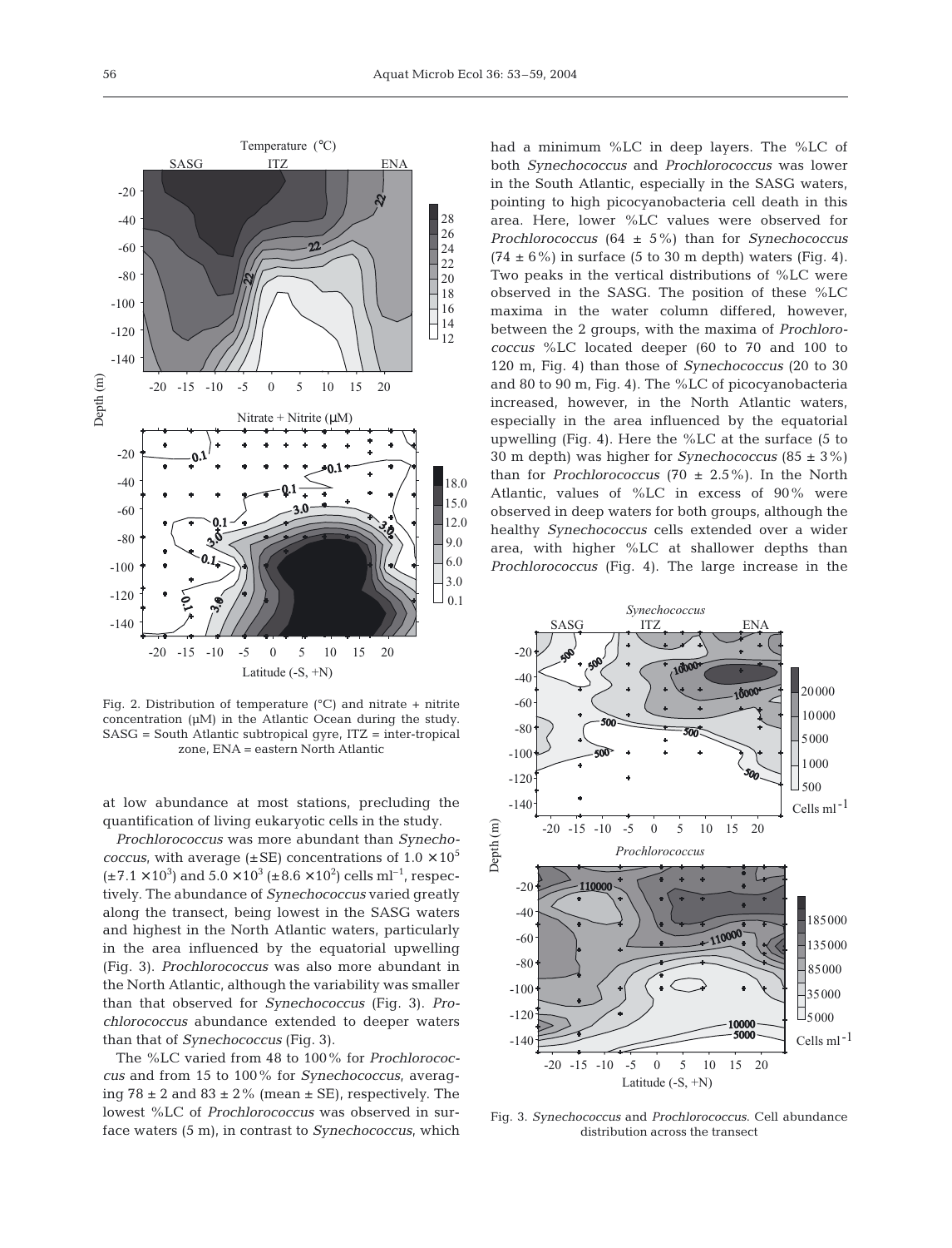Fig. 2. Distribution of temperature (°C) and nitrate + nitrite concentration (µM) in the Atlantic Ocean during the study. SASG = South Atlantic subtropical gyre, ITZ = inter-tropical zone, ENA = eastern North Atlantic

at low abundance at most stations, precluding the quantification of living eukaryotic cells in the study.

*Prochlorococcus* was more abundant than *Synechococcus*, with average (±SE) concentrations of $1.0 \times 10^5$ ($\pm 7.1 \times 10^3$) and $5.0 \times 10^3$ ($\pm 8.6 \times 10^2$) cells ml$^{-1}$, respectively. The abundance of *Synechococcus* varied greatly along the transect, being lowest in the SASG waters and highest in the North Atlantic waters, particularly in the area influenced by the equatorial upwelling (Fig. 3). *Prochlorococcus* was also more abundant in the North Atlantic, although the variability was smaller than that observed for *Synechococcus* (Fig. 3). *Prochlorococcus* abundance extended to deeper waters than that of *Synechococcus* (Fig. 3).

The %LC varied from 48 to 100% for *Prochlorococcus* and from 15 to 100% for *Synechococcus*, averaging 78 ± 2 and 83 ± 2% (mean ± SE), respectively. The lowest %LC of *Prochlorococcus* was observed in surface waters (5 m), in contrast to *Synechococcus*, which had a minimum %LC in deep layers. The %LC of both *Synechococcus* and *Prochlorococcus* was lower in the South Atlantic, especially in the SASG waters, pointing to high picocyanobacteria cell death in this area. Here, lower %LC values were observed for *Prochlorococcus* (64 ± 5%) than for *Synechococcus* (74 ± 6%) in surface (5 to 30 m depth) waters (Fig. 4). Two peaks in the vertical distributions of %LC were observed in the SASG. The position of these %LC maxima in the water column differed, however, between the 2 groups, with the maxima of *Prochlorococcus* %LC located deeper (60 to 70 and 100 to 120 m, Fig. 4) than those of *Synechococcus* (20 to 30 and 80 to 90 m, Fig. 4). The %LC of picocyanobacteria increased, however, in the North Atlantic waters, especially in the area influenced by the equatorial upwelling (Fig. 4). Here the %LC at the surface (5 to 30 m depth) was higher for *Synechococcus* (85 ± 3%) than for *Prochlorococcus* (70 ± 2.5%). In the North Atlantic, values of %LC in excess of 90% were observed in deep waters for both groups, although the healthy *Synechococcus* cells extended over a wider area, with higher %LC at shallower depths than *Prochlorococcus* (Fig. 4). The large increase in the

Fig. 3. *Synechococcus* and *Prochlorococcus*. Cell abundance distribution across the transect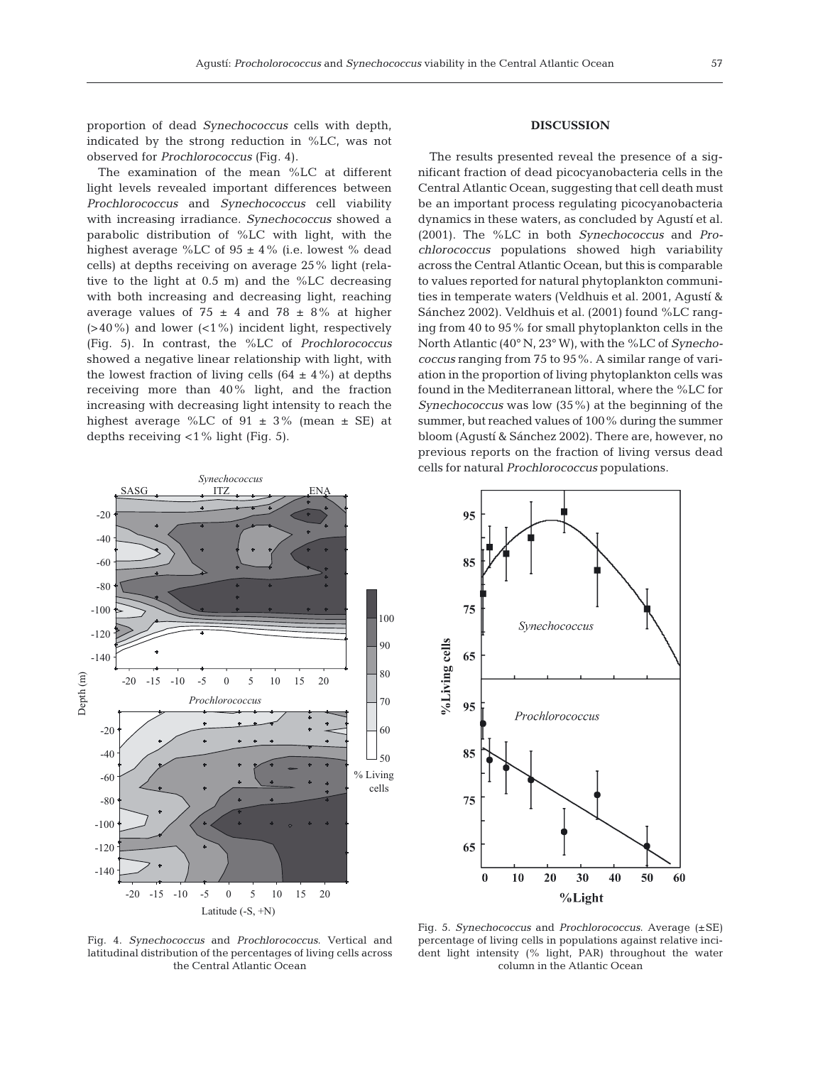proportion of dead *Synechococcus* cells with depth, indicated by the strong reduction in %LC, was not observed for *Prochlorococcus* (Fig. 4).

The examination of the mean %LC at different light levels revealed important differences between *Prochlorococcus* and *Synechococcus* cell viability with increasing irradiance. *Synechococcus* showed a parabolic distribution of %LC with light, with the highest average %LC of 95 ± 4% (i.e. lowest % dead cells) at depths receiving on average 25% light (relative to the light at 0.5 m) and the %LC decreasing with both increasing and decreasing light, reaching average values of 75 ± 4 and 78 ± 8% at higher (>40%) and lower (<1%) incident light, respectively (Fig. 5). In contrast, the %LC of *Prochlorococcus* showed a negative linear relationship with light, with the lowest fraction of living cells (64 ± 4%) at depths receiving more than 40% light, and the fraction increasing with decreasing light intensity to reach the highest average %LC of 91 ± 3% (mean ± SE) at depths receiving <1% light (Fig. 5).

Fig. 4. *Synechococcus* and *Prochlorococcus*. Vertical and latitudinal distribution of the percentages of living cells across the Central Atlantic Ocean

## DISCUSSION

The results presented reveal the presence of a significant fraction of dead picocyanobacteria cells in the Central Atlantic Ocean, suggesting that cell death must be an important process regulating picocyanobacteria dynamics in these waters, as concluded by Agustí et al. (2001). The %LC in both *Synechococcus* and *Prochlorococcus* populations showed high variability across the Central Atlantic Ocean, but this is comparable to values reported for natural phytoplankton communities in temperate waters (Veldhuis et al. 2001, Agustí & Sánchez 2002). Veldhuis et al. (2001) found %LC ranging from 40 to 95% for small phytoplankton cells in the North Atlantic (40° N, 23° W), with the %LC of *Synechococcus* ranging from 75 to 95%. A similar range of variation in the proportion of living phytoplankton cells was found in the Mediterranean littoral, where the %LC for *Synechococcus* was low (35%) at the beginning of the summer, but reached values of 100% during the summer bloom (Agustí & Sánchez 2002). There are, however, no previous reports on the fraction of living versus dead cells for natural *Prochlorococcus* populations.

Fig. 5. *Synechococcus* and *Prochlorococcus*. Average (±SE) percentage of living cells in populations against relative incident light intensity (% light, PAR) throughout the water column in the Atlantic Ocean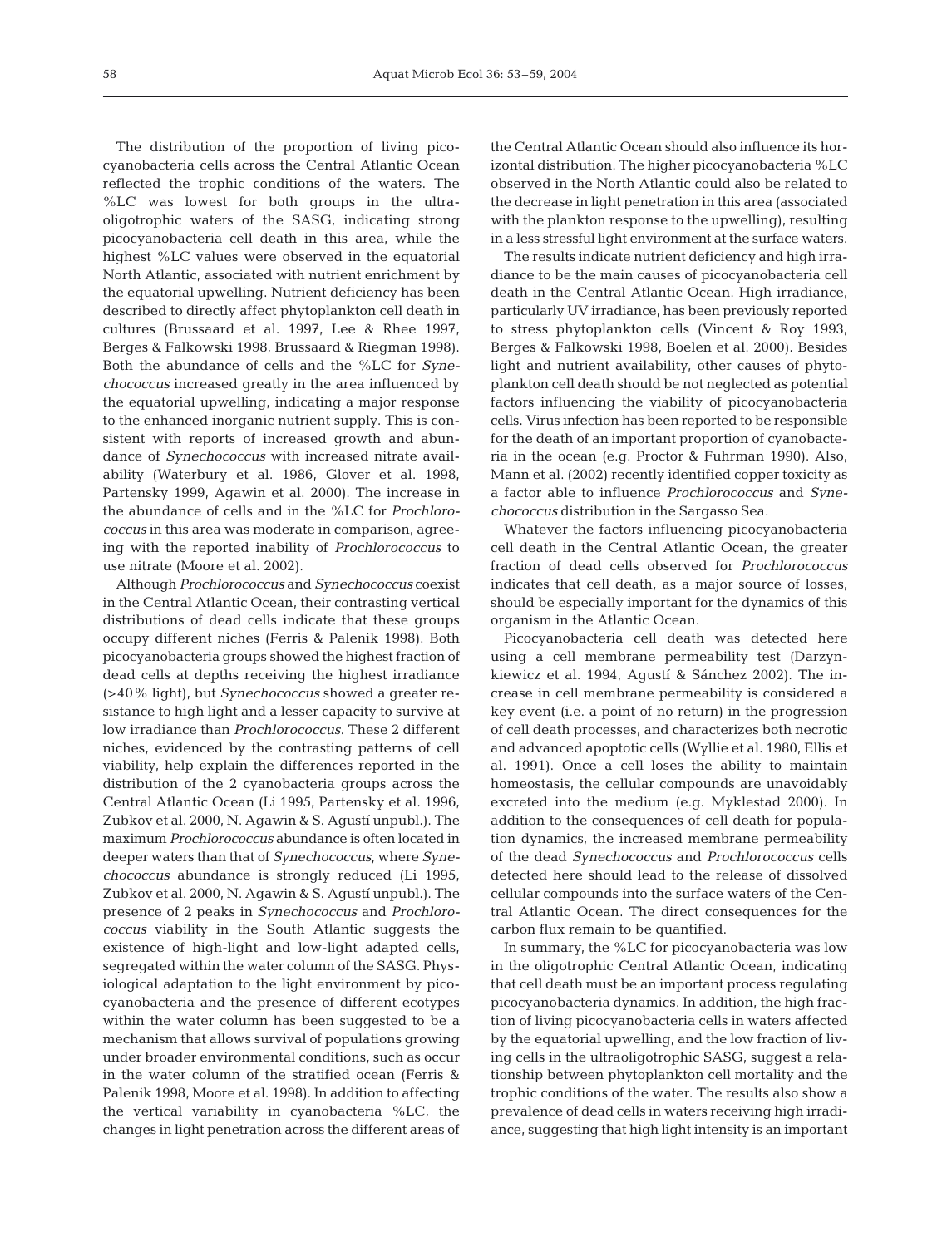The distribution of the proportion of living picocyanobacteria cells across the Central Atlantic Ocean reflected the trophic conditions of the waters. The %LC was lowest for both groups in the ultraoligotrophic waters of the SASG, indicating strong picocyanobacteria cell death in this area, while the highest %LC values were observed in the equatorial North Atlantic, associated with nutrient enrichment by the equatorial upwelling. Nutrient deficiency has been described to directly affect phytoplankton cell death in cultures (Brussaard et al. 1997, Lee & Rhee 1997, Berges & Falkowski 1998, Brussaard & Riegman 1998). Both the abundance of cells and the %LC for *Synechococcus* increased greatly in the area influenced by the equatorial upwelling, indicating a major response to the enhanced inorganic nutrient supply. This is consistent with reports of increased growth and abundance of *Synechococcus* with increased nitrate availability (Waterbury et al. 1986, Glover et al. 1998, Partensky 1999, Agawin et al. 2000). The increase in the abundance of cells and in the %LC for *Prochlorococcus* in this area was moderate in comparison, agreeing with the reported inability of *Prochlorococcus* to use nitrate (Moore et al. 2002).

Although *Prochlorococcus* and *Synechococcus* coexist in the Central Atlantic Ocean, their contrasting vertical distributions of dead cells indicate that these groups occupy different niches (Ferris & Palenik 1998). Both picocyanobacteria groups showed the highest fraction of dead cells at depths receiving the highest irradiance (>40% light), but *Synechococcus* showed a greater resistance to high light and a lesser capacity to survive at low irradiance than *Prochlorococcus*. These 2 different niches, evidenced by the contrasting patterns of cell viability, help explain the differences reported in the distribution of the 2 cyanobacteria groups across the Central Atlantic Ocean (Li 1995, Partensky et al. 1996, Zubkov et al. 2000, N. Agawin & S. Agustí unpubl.). The maximum *Prochlorococcus* abundance is often located in deeper waters than that of *Synechococcus*, where *Synechococcus* abundance is strongly reduced (Li 1995, Zubkov et al. 2000, N. Agawin & S. Agustí unpubl.). The presence of 2 peaks in *Synechococcus* and *Prochlorococcus* viability in the South Atlantic suggests the existence of high-light and low-light adapted cells, segregated within the water column of the SASG. Physiological adaptation to the light environment by picocyanobacteria and the presence of different ecotypes within the water column has been suggested to be a mechanism that allows survival of populations growing under broader environmental conditions, such as occur in the water column of the stratified ocean (Ferris & Palenik 1998, Moore et al. 1998). In addition to affecting the vertical variability in cyanobacteria %LC, the changes in light penetration across the different areas of the Central Atlantic Ocean should also influence its horizontal distribution. The higher picocyanobacteria %LC observed in the North Atlantic could also be related to the decrease in light penetration in this area (associated with the plankton response to the upwelling), resulting in a less stressful light environment at the surface waters.

The results indicate nutrient deficiency and high irradiance to be the main causes of picocyanobacteria cell death in the Central Atlantic Ocean. High irradiance, particularly UV irradiance, has been previously reported to stress phytoplankton cells (Vincent & Roy 1993, Berges & Falkowski 1998, Boelen et al. 2000). Besides light and nutrient availability, other causes of phytoplankton cell death should be not neglected as potential factors influencing the viability of picocyanobacteria cells. Virus infection has been reported to be responsible for the death of an important proportion of cyanobacteria in the ocean (e.g. Proctor & Fuhrman 1990). Also, Mann et al. (2002) recently identified copper toxicity as a factor able to influence *Prochlorococcus* and *Synechococcus* distribution in the Sargasso Sea.

Whatever the factors influencing picocyanobacteria cell death in the Central Atlantic Ocean, the greater fraction of dead cells observed for *Prochlorococcus* indicates that cell death, as a major source of losses, should be especially important for the dynamics of this organism in the Atlantic Ocean.

Picocyanobacteria cell death was detected here using a cell membrane permeability test (Darzynkiewicz et al. 1994, Agustí & Sánchez 2002). The increase in cell membrane permeability is considered a key event (i.e. a point of no return) in the progression of cell death processes, and characterizes both necrotic and advanced apoptotic cells (Wyllie et al. 1980, Ellis et al. 1991). Once a cell loses the ability to maintain homeostasis, the cellular compounds are unavoidably excreted into the medium (e.g. Myklestad 2000). In addition to the consequences of cell death for population dynamics, the increased membrane permeability of the dead *Synechococcus* and *Prochlorococcus* cells detected here should lead to the release of dissolved cellular compounds into the surface waters of the Central Atlantic Ocean. The direct consequences for the carbon flux remain to be quantified.

In summary, the %LC for picocyanobacteria was low in the oligotrophic Central Atlantic Ocean, indicating that cell death must be an important process regulating picocyanobacteria dynamics. In addition, the high fraction of living picocyanobacteria cells in waters affected by the equatorial upwelling, and the low fraction of living cells in the ultraoligotrophic SASG, suggest a relationship between phytoplankton cell mortality and the trophic conditions of the water. The results also show a prevalence of dead cells in waters receiving high irradiance, suggesting that high light intensity is an important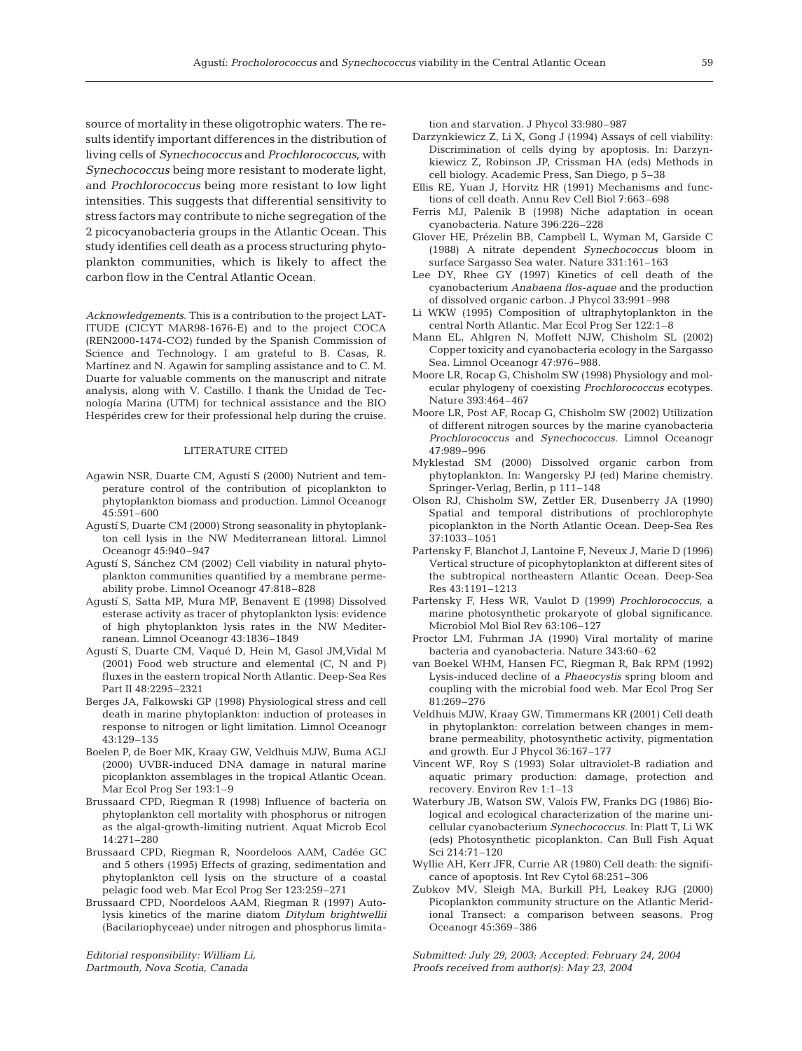source of mortality in these oligotrophic waters. The results identify important differences in the distribution of living cells of *Synechococcus* and *Prochlorococcus*, with *Synechococcus* being more resistant to moderate light, and *Prochlorococcus* being more resistant to low light intensities. This suggests that differential sensitivity to stress factors may contribute to niche segregation of the 2 picocyanobacteria groups in the Atlantic Ocean. This study identifies cell death as a process structuring phytoplankton communities, which is likely to affect the carbon flow in the Central Atlantic Ocean.

*Acknowledgements.* This is a contribution to the project LATITUDE (CICYT MAR98-1676-E) and to the project COCA (REN2000-1474-CO2) funded by the Spanish Commission of Science and Technology. I am grateful to B. Casas, R. Martínez and N. Agawin for sampling assistance and to C. M. Duarte for valuable comments on the manuscript and nitrate analysis, along with V. Castillo. I thank the Unidad de Tecnología Marina (UTM) for technical assistance and the BIO Hespérides crew for their professional help during the cruise.

## LITERATURE CITED

Agawin NSR, Duarte CM, Agustí S (2000) Nutrient and temperature control of the contribution of picoplankton to phytoplankton biomass and production. Limnol Oceanogr 45:591–600

Agustí S, Duarte CM (2000) Strong seasonality in phytoplankton cell lysis in the NW Mediterranean littoral. Limnol Oceanogr 45:940–947

Agustí S, Sánchez CM (2002) Cell viability in natural phytoplankton communities quantified by a membrane permeability probe. Limnol Oceanogr 47:818–828

Agustí S, Satta MP, Mura MP, Benavent E (1998) Dissolved esterase activity as tracer of phytoplankton lysis: evidence of high phytoplankton lysis rates in the NW Mediterranean. Limnol Oceanogr 43:1836–1849

Agustí S, Duarte CM, Vaqué D, Hein M, Gasol JM,Vidal M (2001) Food web structure and elemental (C, N and P) fluxes in the eastern tropical North Atlantic. Deep-Sea Res Part II 48:2295–2321

Berges JA, Falkowski GP (1998) Physiological stress and cell death in marine phytoplankton: induction of proteases in response to nitrogen or light limitation. Limnol Oceanogr 43:129–135

Boelen P, de Boer MK, Kraay GW, Veldhuis MJW, Buma AGJ (2000) UVBR-induced DNA damage in natural marine picoplankton assemblages in the tropical Atlantic Ocean. Mar Ecol Prog Ser 193:1–9

Brussaard CPD, Riegman R (1998) Influence of bacteria on phytoplankton cell mortality with phosphorus or nitrogen as the algal-growth-limiting nutrient. Aquat Microb Ecol 14:271–280

Brussaard CPD, Riegman R, Noordeloos AAM, Cadée GC and 5 others (1995) Effects of grazing, sedimentation and phytoplankton cell lysis on the structure of a coastal pelagic food web. Mar Ecol Prog Ser 123:259–271

Brussaard CPD, Noordeloos AAM, Riegman R (1997) Autolysis kinetics of the marine diatom *Ditylum brightwellii* (Bacilariophyceae) under nitrogen and phosphorus limitation and starvation. J Phycol 33:980–987

Darzynkiewicz Z, Li X, Gong J (1994) Assays of cell viability: Discrimination of cells dying by apoptosis. In: Darzynkiewicz Z, Robinson JP, Crissman HA (eds) Methods in cell biology. Academic Press, San Diego, p 5–38

Ellis RE, Yuan J, Horvitz HR (1991) Mechanisms and functions of cell death. Annu Rev Cell Biol 7:663–698

Ferris MJ, Palenik B (1998) Niche adaptation in ocean cyanobacteria. Nature 396:226–228

Glover HE, Prézelin BB, Campbell L, Wyman M, Garside C (1988) A nitrate dependent *Synechococcus* bloom in surface Sargasso Sea water. Nature 331:161–163

Lee DY, Rhee GY (1997) Kinetics of cell death of the cyanobacterium *Anabaena flos-aquae* and the production of dissolved organic carbon. J Phycol 33:991–998

Li WKW (1995) Composition of ultraphytoplankton in the central North Atlantic. Mar Ecol Prog Ser 122:1–8

Mann EL, Ahlgren N, Moffett NJW, Chisholm SL (2002) Copper toxicity and cyanobacteria ecology in the Sargasso Sea. Limnol Oceanogr 47:976–988.

Moore LR, Rocap G, Chisholm SW (1998) Physiology and molecular phylogeny of coexisting *Prochlorococcus* ecotypes. Nature 393:464–467

Moore LR, Post AF, Rocap G, Chisholm SW (2002) Utilization of different nitrogen sources by the marine cyanobacteria *Prochlorococcus* and *Synechococcus*. Limnol Oceanogr 47:989–996

Myklestad SM (2000) Dissolved organic carbon from phytoplankton. In: Wangersky PJ (ed) Marine chemistry. Springer-Verlag, Berlin, p 111–148

Olson RJ, Chisholm SW, Zettler ER, Dusenberry JA (1990) Spatial and temporal distributions of prochlorophyte picoplankton in the North Atlantic Ocean. Deep-Sea Res 37:1033–1051

Partensky F, Blanchot J, Lantoine F, Neveux J, Marie D (1996) Vertical structure of picophytoplankton at different sites of the subtropical northeastern Atlantic Ocean. Deep-Sea Res 43:1191–1213

Partensky F, Hess WR, Vaulot D (1999) *Prochlorococcus*, a marine photosynthetic prokaryote of global significance. Microbiol Mol Biol Rev 63:106–127

Proctor LM, Fuhrman JA (1990) Viral mortality of marine bacteria and cyanobacteria. Nature 343:60–62

van Boekel WHM, Hansen FC, Riegman R, Bak RPM (1992) Lysis-induced decline of a *Phaeocystis* spring bloom and coupling with the microbial food web. Mar Ecol Prog Ser 81:269–276

Veldhuis MJW, Kraay GW, Timmermans KR (2001) Cell death in phytoplankton: correlation between changes in membrane permeability, photosynthetic activity, pigmentation and growth. Eur J Phycol 36:167–177

Vincent WF, Roy S (1993) Solar ultraviolet-B radiation and aquatic primary production: damage, protection and recovery. Environ Rev 1:1–13

Waterbury JB, Watson SW, Valois FW, Franks DG (1986) Biological and ecological characterization of the marine unicellular cyanobacterium *Synechococcus*. In: Platt T, Li WK (eds) Photosynthetic picoplankton. Can Bull Fish Aquat Sci 214:71–120

Wyllie AH, Kerr JFR, Currie AR (1980) Cell death: the significance of apoptosis. Int Rev Cytol 68:251–306

Zubkov MV, Sleigh MA, Burkill PH, Leakey RJG (2000) Picoplankton community structure on the Atlantic Meridional Transect: a comparison between seasons. Prog Oceanogr 45:369–386

*Editorial responsibility: William Li, Dartmouth, Nova Scotia, Canada*

*Submitted: July 29, 2003; Accepted: February 24, 2004*
*Proofs received from author(s): May 23, 2004*